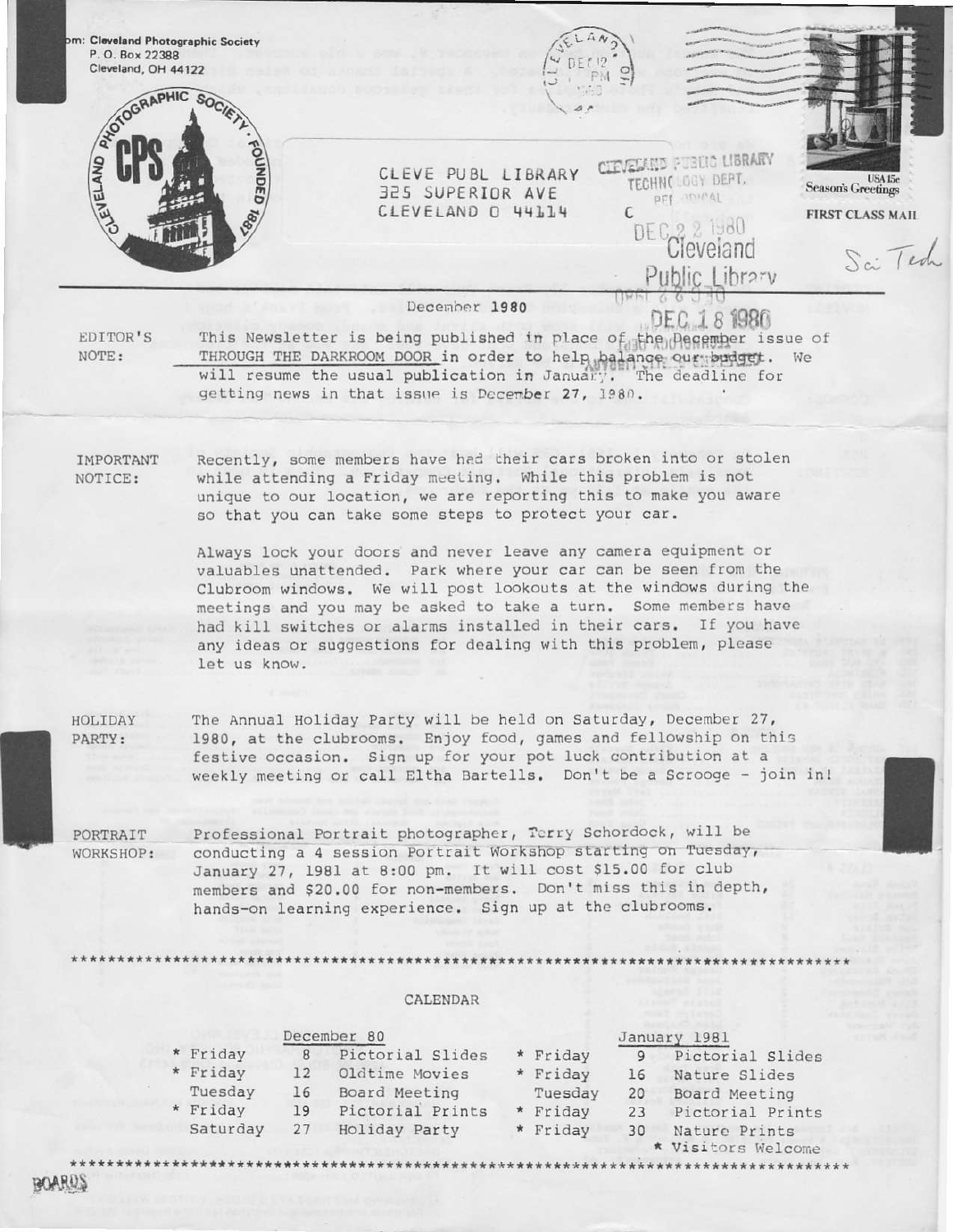om: Cleveland Photographic Society
P. O. Box 22388
Cleveland, OH 44122

CLEVELAND PHOTOGRAPHIC SOCIETY · CPS · FOUNDED 1887

CLEVE PUBL LIBRARY
325 SUPERIOR AVE
CLEVELAND O 44114

CLEVELAND PUBLIC LIBRARY
TECHNOLOGY DEPT.
PERIODICAL
DEC 22 1980
Cleveland
Public Library
DEC 18 1980

Season's Greetings USA 15c
FIRST CLASS MAIL

Sci Tech

December 1980

EDITOR'S NOTE: This Newsletter is being published in place of the December issue of THROUGH THE DARKROOM DOOR in order to help balance our budget. We will resume the usual publication in January. The deadline for getting news in that issue is December 27, 1980.

IMPORTANT NOTICE: Recently, some members have had their cars broken into or stolen while attending a Friday meeting. While this problem is not unique to our location, we are reporting this to make you aware so that you can take some steps to protect your car.

Always lock your doors and never leave any camera equipment or valuables unattended. Park where your car can be seen from the Clubroom windows. We will post lookouts at the windows during the meetings and you may be asked to take a turn. Some members have had kill switches or alarms installed in their cars. If you have any ideas or suggestions for dealing with this problem, please let us know.

HOLIDAY PARTY: The Annual Holiday Party will be held on Saturday, December 27, 1980, at the clubrooms. Enjoy food, games and fellowship on this festive occasion. Sign up for your pot luck contribution at a weekly meeting or call Eltha Bartells. Don't be a Scrooge - join in!

PORTRAIT WORKSHOP: Professional Portrait photographer, Terry Schordock, will be conducting a 4 session Portrait Workshop starting on Tuesday, January 27, 1981 at 8:00 pm. It will cost $15.00 for club members and $20.00 for non-members. Don't miss this in depth, hands-on learning experience. Sign up at the clubrooms.

*************************************************************************************

CALENDAR

| December 80 | | | January 1981 | | |
|---|---|---|---|---|---|
| * Friday | 8 | Pictorial Slides | * Friday | 9 | Pictorial Slides |
| * Friday | 12 | Oldtime Movies | * Friday | 16 | Nature Slides |
| Tuesday | 16 | Board Meeting | Tuesday | 20 | Board Meeting |
| * Friday | 19 | Pictorial Prints | * Friday | 23 | Pictorial Prints |
| Saturday | 27 | Holiday Party | * Friday | 30 | Nature Prints |

* Visitors Welcome

*************************************************************************************

BOARDS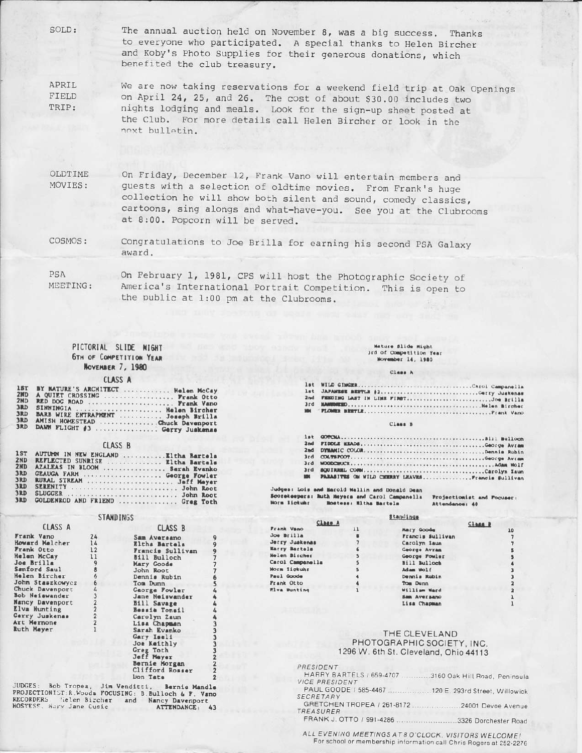**SOLD:** The annual auction held on November 8, was a big success. Thanks to everyone who participated. A special thanks to Helen Bircher and Koby's Photo Supplies for their generous donations, which benefited the club treasury.

**APRIL FIELD TRIP:** We are now taking reservations for a weekend field trip at Oak Openings on April 24, 25, and 26. The cost of about $30.00 includes two nights lodging and meals. Look for the sign-up sheet posted at the Club. For more details call Helen Bircher or look in the next bulletin.

**OLDTIME MOVIES:** On Friday, December 12, Frank Vano will entertain members and guests with a selection of oldtime movies. From Frank's huge collection he will show both silent and sound, comedy classics, cartoons, sing alongs and what-have-you. See you at the Clubrooms at 8:00. Popcorn will be served.

**COSMOS:** Congratulations to Joe Brilla for earning his second PSA Galaxy award.

**PSA MEETING:** On February 1, 1981, CPS will host the Photographic Society of America's International Portrait Competition. This is open to the public at 1:00 pm at the Clubrooms.

## PICTORIAL SLIDE NIGHT
### 6TH OF COMPETITION YEAR
### NOVEMBER 7, 1980

**CLASS A**

| | | |
|---|---|---|
| 1ST | BY NATURE'S ARCHITECT | Helen McCay |
| 2ND | A QUIET CROSSING | Frank Otto |
| 2ND | RED DOG ROAD | Frank Vano |
| 3RD | SINNINGIA | Helen Bircher |
| 3RD | BARB WIRE ENTRAPMENT | Joseph Brilla |
| 3RD | AMISH HOMESTEAD | Chuck Davenport |
| 3RD | DAWN FLIGHT #3 | Gerry Juskenas |

**CLASS B**

| | | |
|---|---|---|
| 1ST | AUTUMN IN NEW ENGLAND | Eltha Bartels |
| 2ND | REFLECTED SUNRISE | Eltha Bartels |
| 2ND | AZALEAS IN BLOOM | Sarah Evanko |
| 3RD | GEAUGA FARM | George Fowler |
| 3RD | RURAL STREAM | Jeff Meyer |
| 3RD | SERENITY | John Root |
| 3RD | SLUGGER | John Root |
| 3RD | GOLDENROD AND FRIEND | Greg Toth |

**STANDINGS**

| CLASS A | | CLASS B | |
|---|---|---|---|
| Frank Vano | 24 | Sam Aversano | 9 |
| Howard Melcher | 14 | Eltha Bartels | 9 |
| Frank Otto | 12 | Francis Sullivan | 9 |
| Helen McCay | 11 | Bill Bulloch | 7 |
| Joe Brilla | 9 | Mary Goode | 7 |
| Sanford Saul | 8 | John Root | 7 |
| Helen Bircher | 6 | Dennis Rubin | 6 |
| John Staszkowycz | 6 | Tom Dunn | 5 |
| Chuck Davenport | 4 | George Fowler | 4 |
| Bob Neiswander | 3 | Jane Neiswander | 4 |
| Nancy Davenport | 2 | Bill Savage | 4 |
| Elva Hunting | 2 | Bessie Tonsil | 4 |
| Gerry Juskenas | 2 | Carolyn Zaun | 4 |
| Art Mernone | 2 | Lisa Chapman | 3 |
| Ruth Meyer | 1 | Sarah Evanko | 3 |
| | | Gary Iseli | 3 |
| | | Joe Keithly | 3 |
| | | Greg Toth | 3 |
| | | Jeff Meyer | 2 |
| | | Bernie Morgan | 2 |
| | | Clifford Rosser | 2 |
| | | Don Tate | 2 |

JUDGES: Bob Tropea, Jim Venditti, Bernie Mandle
PROJECTIONIST: R. Woods FOCUSING: B. Bulloch & F. Vano
RECORDERS Helen Bircher and Nancy Davenport
HOSTESS Mary Jane Cusic ATTENDANCE: 43

## Nature Slide Night
### 3rd of Competition Year
### November 14, 1980

**Class A**

| | | |
|---|---|---|
| 1st | WILD GINGER | Carol Campanella |
| 1st | JAPANESE BEETLE #2 | Gerry Juskenas |
| 2nd | FEEDING LAST IN LINE FIRST | Joe Brilla |
| 3rd | MARBORED | Helen Bircher |
| HM | FLOWER BEETLE | Frank Vano |

**Class B**

| | | |
|---|---|---|
| 1st | GOTCHA | Bill Bulloch |
| 2nd | FIDDLE HEADS | George Avram |
| 2nd | DYNAMIC COLOR | Dennis Rubin |
| 3rd | COLTSFOOT | George Avram |
| 3rd | WOODCHUCK | Adam Wolf |
| 3rd | SQUIRREL CORN | Carolyn Zaun |
| HM | PARASITES ON WILD CHERRY LEAVES | Francis Sullivan |

Judges: Lois and Harold Wallin and Donald Dean
Scorekeepers: Ruth Meyers and Carol Campanella
Norm Sickuhr
Hostess: Eltha Bartels
Projectionist and Focuser:
Attendance: 40

**Standings**

| Class A | | Class B | |
|---|---|---|---|
| Frank Vano | 11 | Mary Goode | 10 |
| Joe Brilla | 8 | Francis Sullivan | 7 |
| Jerry Juskenas | 7 | Carolyn Zaun | 7 |
| Harry Bartels | 6 | George Avram | 5 |
| Helen Bircher | 5 | George Fowler | 5 |
| Carol Campanella | 5 | Bill Bulloch | 4 |
| Norm Sickuhr | 5 | Adam Wolf | 3 |
| Paul Goode | 4 | Dennis Rubin | 3 |
| Frank Otto | 4 | Tom Dunn | 2 |
| Elva Hunting | 1 | William Ward | 2 |
| | | Sam Aversano | 1 |
| | | Lisa Chapman | 1 |

**THE CLEVELAND PHOTOGRAPHIC SOCIETY, INC.**
1296 W. 6th St. Cleveland, Ohio 44113

*PRESIDENT*
HARRY BARTELS / 659-4707 ............ 3160 Oak Hill Road, Peninsula
*VICE PRESIDENT*
PAUL GOODE / 585-4467 ................ 120 E. 293rd Street, Willowick
*SECRETARY*
GRETCHEN TROPEA / 261-8172 .................. 24001 Devoe Avenue
*TREASURER*
FRANK J. OTTO / 991-4286 ......................... 3326 Dorchester Road

*ALL EVENING MEETINGS AT 8 O'CLOCK. VISITORS WELCOME!*
For school or membership information call Chris Rogers at 252-2276